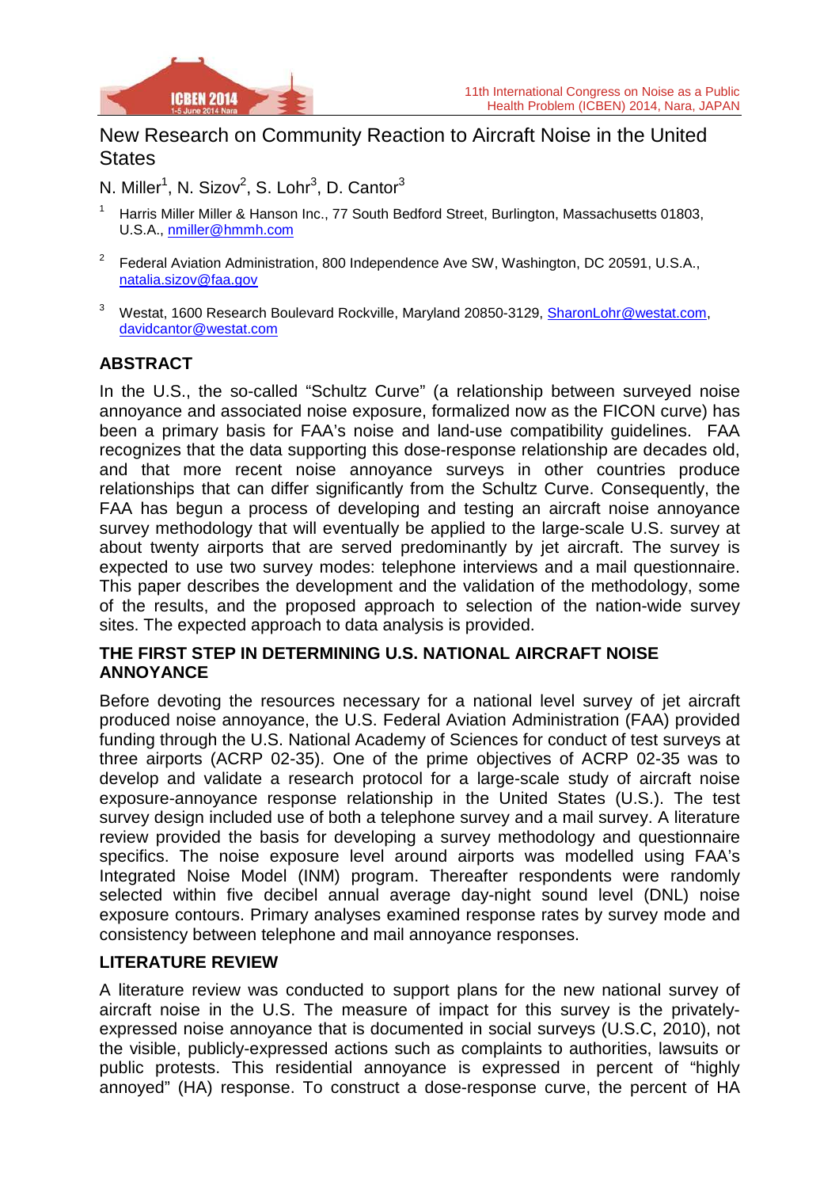# New Research on Community Reaction to Aircraft Noise in the United States

N. Miller[1], N. Sizov[2], S. Lohr[3], D. Cantor[3]

[1] Harris Miller Miller & Hanson Inc., 77 South Bedford Street, Burlington, Massachusetts 01803, U.S.A., nmiller@hmmh.com

[2] Federal Aviation Administration, 800 Independence Ave SW, Washington, DC 20591, U.S.A., natalia.sizov@faa.gov

[3] Westat, 1600 Research Boulevard Rockville, Maryland 20850-3129, SharonLohr@westat.com, davidcantor@westat.com

## ABSTRACT

In the U.S., the so-called "Schultz Curve" (a relationship between surveyed noise annoyance and associated noise exposure, formalized now as the FICON curve) has been a primary basis for FAA's noise and land-use compatibility guidelines. FAA recognizes that the data supporting this dose-response relationship are decades old, and that more recent noise annoyance surveys in other countries produce relationships that can differ significantly from the Schultz Curve. Consequently, the FAA has begun a process of developing and testing an aircraft noise annoyance survey methodology that will eventually be applied to the large-scale U.S. survey at about twenty airports that are served predominantly by jet aircraft. The survey is expected to use two survey modes: telephone interviews and a mail questionnaire. This paper describes the development and the validation of the methodology, some of the results, and the proposed approach to selection of the nation-wide survey sites. The expected approach to data analysis is provided.

## THE FIRST STEP IN DETERMINING U.S. NATIONAL AIRCRAFT NOISE ANNOYANCE

Before devoting the resources necessary for a national level survey of jet aircraft produced noise annoyance, the U.S. Federal Aviation Administration (FAA) provided funding through the U.S. National Academy of Sciences for conduct of test surveys at three airports (ACRP 02-35). One of the prime objectives of ACRP 02-35 was to develop and validate a research protocol for a large-scale study of aircraft noise exposure-annoyance response relationship in the United States (U.S.). The test survey design included use of both a telephone survey and a mail survey. A literature review provided the basis for developing a survey methodology and questionnaire specifics. The noise exposure level around airports was modelled using FAA's Integrated Noise Model (INM) program. Thereafter respondents were randomly selected within five decibel annual average day-night sound level (DNL) noise exposure contours. Primary analyses examined response rates by survey mode and consistency between telephone and mail annoyance responses.

## LITERATURE REVIEW

A literature review was conducted to support plans for the new national survey of aircraft noise in the U.S. The measure of impact for this survey is the privately-expressed noise annoyance that is documented in social surveys (U.S.C, 2010), not the visible, publicly-expressed actions such as complaints to authorities, lawsuits or public protests. This residential annoyance is expressed in percent of "highly annoyed" (HA) response. To construct a dose-response curve, the percent of HA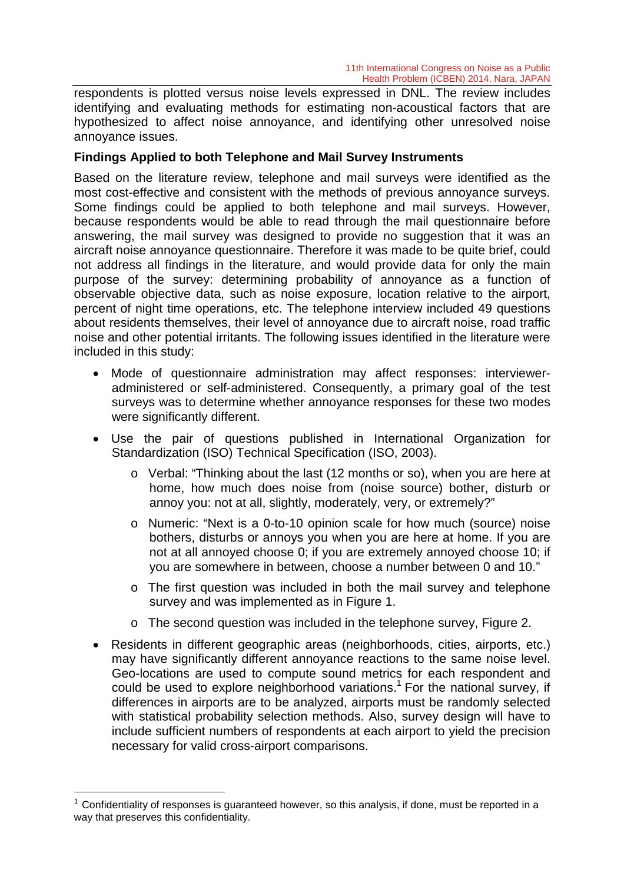respondents is plotted versus noise levels expressed in DNL. The review includes identifying and evaluating methods for estimating non-acoustical factors that are hypothesized to affect noise annoyance, and identifying other unresolved noise annoyance issues.

### Findings Applied to both Telephone and Mail Survey Instruments

Based on the literature review, telephone and mail surveys were identified as the most cost-effective and consistent with the methods of previous annoyance surveys. Some findings could be applied to both telephone and mail surveys. However, because respondents would be able to read through the mail questionnaire before answering, the mail survey was designed to provide no suggestion that it was an aircraft noise annoyance questionnaire. Therefore it was made to be quite brief, could not address all findings in the literature, and would provide data for only the main purpose of the survey: determining probability of annoyance as a function of observable objective data, such as noise exposure, location relative to the airport, percent of night time operations, etc. The telephone interview included 49 questions about residents themselves, their level of annoyance due to aircraft noise, road traffic noise and other potential irritants. The following issues identified in the literature were included in this study:

- Mode of questionnaire administration may affect responses: interviewer-administered or self-administered. Consequently, a primary goal of the test surveys was to determine whether annoyance responses for these two modes were significantly different.
- Use the pair of questions published in International Organization for Standardization (ISO) Technical Specification (ISO, 2003).
    - Verbal: "Thinking about the last (12 months or so), when you are here at home, how much does noise from (noise source) bother, disturb or annoy you: not at all, slightly, moderately, very, or extremely?"
    - Numeric: "Next is a 0-to-10 opinion scale for how much (source) noise bothers, disturbs or annoys you when you are here at home. If you are not at all annoyed choose 0; if you are extremely annoyed choose 10; if you are somewhere in between, choose a number between 0 and 10."
    - The first question was included in both the mail survey and telephone survey and was implemented as in Figure 1.
    - The second question was included in the telephone survey, Figure 2.
- Residents in different geographic areas (neighborhoods, cities, airports, etc.) may have significantly different annoyance reactions to the same noise level. Geo-locations are used to compute sound metrics for each respondent and could be used to explore neighborhood variations.[1] For the national survey, if differences in airports are to be analyzed, airports must be randomly selected with statistical probability selection methods. Also, survey design will have to include sufficient numbers of respondents at each airport to yield the precision necessary for valid cross-airport comparisons.

[1] Confidentiality of responses is guaranteed however, so this analysis, if done, must be reported in a way that preserves this confidentiality.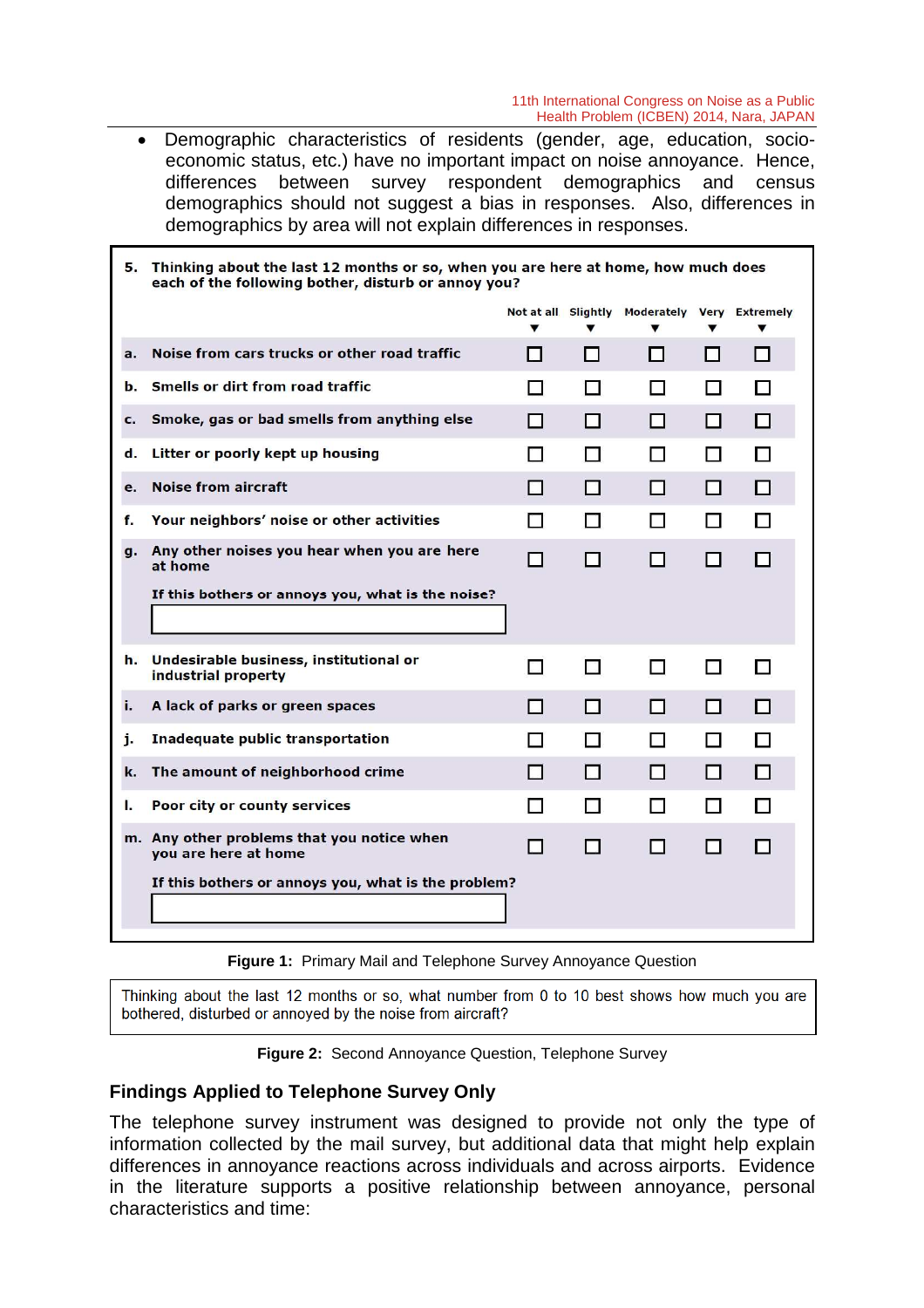- Demographic characteristics of residents (gender, age, education, socio-economic status, etc.) have no important impact on noise annoyance. Hence, differences between survey respondent demographics and census demographics should not suggest a bias in responses. Also, differences in demographics by area will not explain differences in responses.

**5. Thinking about the last 12 months or so, when you are here at home, how much does each of the following bother, disturb or annoy you?**

| | Not at all | Slightly | Moderately | Very | Extremely |
|---|---|---|---|---|---|
| **a. Noise from cars trucks or other road traffic** | ☐ | ☐ | ☐ | ☐ | ☐ |
| **b. Smells or dirt from road traffic** | ☐ | ☐ | ☐ | ☐ | ☐ |
| **c. Smoke, gas or bad smells from anything else** | ☐ | ☐ | ☐ | ☐ | ☐ |
| **d. Litter or poorly kept up housing** | ☐ | ☐ | ☐ | ☐ | ☐ |
| **e. Noise from aircraft** | ☐ | ☐ | ☐ | ☐ | ☐ |
| **f. Your neighbors' noise or other activities** | ☐ | ☐ | ☐ | ☐ | ☐ |
| **g. Any other noises you hear when you are here at home** <br> **If this bothers or annoys you, what is the noise?** ________ | ☐ | ☐ | ☐ | ☐ | ☐ |
| **h. Undesirable business, institutional or industrial property** | ☐ | ☐ | ☐ | ☐ | ☐ |
| **i. A lack of parks or green spaces** | ☐ | ☐ | ☐ | ☐ | ☐ |
| **j. Inadequate public transportation** | ☐ | ☐ | ☐ | ☐ | ☐ |
| **k. The amount of neighborhood crime** | ☐ | ☐ | ☐ | ☐ | ☐ |
| **l. Poor city or county services** | ☐ | ☐ | ☐ | ☐ | ☐ |
| **m. Any other problems that you notice when you are here at home** <br> **If this bothers or annoys you, what is the problem?** ________ | ☐ | ☐ | ☐ | ☐ | ☐ |

**Figure 1:** Primary Mail and Telephone Survey Annoyance Question

Thinking about the last 12 months or so, what number from 0 to 10 best shows how much you are bothered, disturbed or annoyed by the noise from aircraft?

**Figure 2:** Second Annoyance Question, Telephone Survey

## Findings Applied to Telephone Survey Only

The telephone survey instrument was designed to provide not only the type of information collected by the mail survey, but additional data that might help explain differences in annoyance reactions across individuals and across airports. Evidence in the literature supports a positive relationship between annoyance, personal characteristics and time: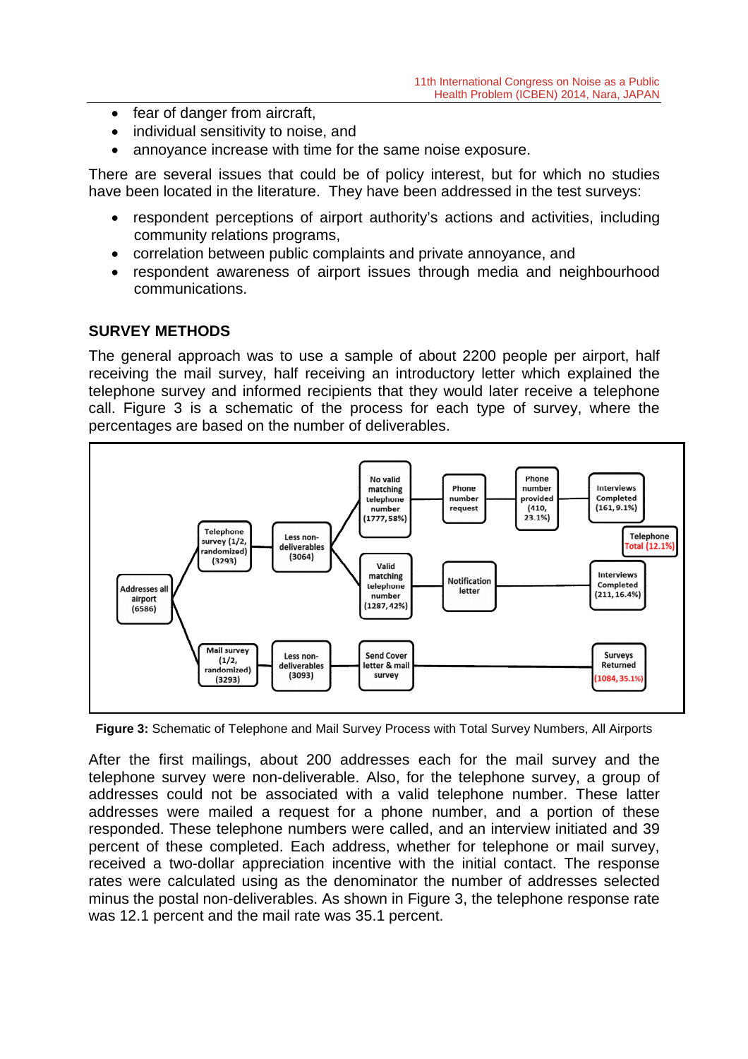- fear of danger from aircraft,
- individual sensitivity to noise, and
- annoyance increase with time for the same noise exposure.

There are several issues that could be of policy interest, but for which no studies have been located in the literature. They have been addressed in the test surveys:

- respondent perceptions of airport authority's actions and activities, including community relations programs,
- correlation between public complaints and private annoyance, and
- respondent awareness of airport issues through media and neighbourhood communications.

## SURVEY METHODS

The general approach was to use a sample of about 2200 people per airport, half receiving the mail survey, half receiving an introductory letter which explained the telephone survey and informed recipients that they would later receive a telephone call. Figure 3 is a schematic of the process for each type of survey, where the percentages are based on the number of deliverables.

Addresses all airport (6586)

Telephone survey (1/2, randomized) (3293)

Less non-deliverables (3064)

No valid matching telephone number (1777, 58%)

Phone number request

Phone number provided (410, 23.1%)

Interviews Completed (161, 9.1%)

Telephone Total (12.1%)

Valid matching telephone number (1287, 42%)

Notification letter

Interviews Completed (211, 16.4%)

Mail survey (1/2, randomized) (3293)

Less non-deliverables (3093)

Send Cover letter & mail survey

Surveys Returned (1084, 35.1%)

**Figure 3:** Schematic of Telephone and Mail Survey Process with Total Survey Numbers, All Airports

After the first mailings, about 200 addresses each for the mail survey and the telephone survey were non-deliverable. Also, for the telephone survey, a group of addresses could not be associated with a valid telephone number. These latter addresses were mailed a request for a phone number, and a portion of these responded. These telephone numbers were called, and an interview initiated and 39 percent of these completed. Each address, whether for telephone or mail survey, received a two-dollar appreciation incentive with the initial contact. The response rates were calculated using as the denominator the number of addresses selected minus the postal non-deliverables. As shown in Figure 3, the telephone response rate was 12.1 percent and the mail rate was 35.1 percent.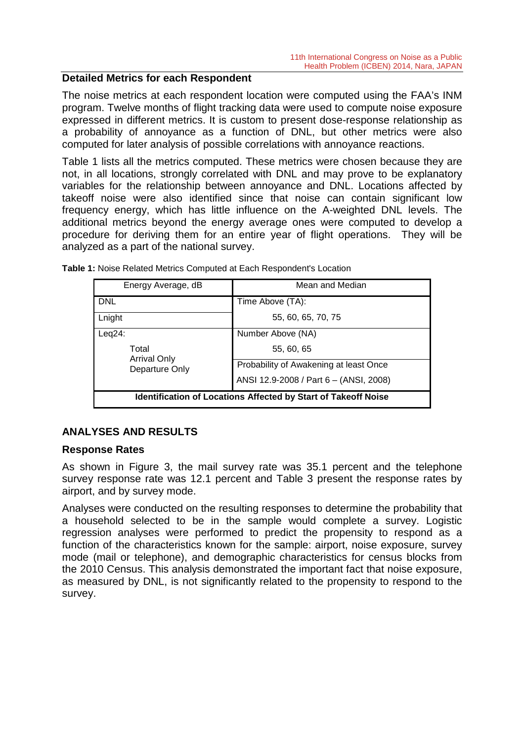### Detailed Metrics for each Respondent

The noise metrics at each respondent location were computed using the FAA's INM program. Twelve months of flight tracking data were used to compute noise exposure expressed in different metrics. It is custom to present dose-response relationship as a probability of annoyance as a function of DNL, but other metrics were also computed for later analysis of possible correlations with annoyance reactions.

Table 1 lists all the metrics computed. These metrics were chosen because they are not, in all locations, strongly correlated with DNL and may prove to be explanatory variables for the relationship between annoyance and DNL. Locations affected by takeoff noise were also identified since that noise can contain significant low frequency energy, which has little influence on the A-weighted DNL levels. The additional metrics beyond the energy average ones were computed to develop a procedure for deriving them for an entire year of flight operations. They will be analyzed as a part of the national survey.

**Table 1:** Noise Related Metrics Computed at Each Respondent's Location

| Energy Average, dB | Mean and Median |
|---|---|
| DNL | Time Above (TA): 55, 60, 65, 70, 75 |
| Lnight | |
| Leq24: Total, Arrival Only, Departure Only | Number Above (NA) 55, 60, 65 |
| | Probability of Awakening at least Once ANSI 12.9-2008 / Part 6 – (ANSI, 2008) |
| **Identification of Locations Affected by Start of Takeoff Noise** | |

## ANALYSES AND RESULTS

### Response Rates

As shown in Figure 3, the mail survey rate was 35.1 percent and the telephone survey response rate was 12.1 percent and Table 3 present the response rates by airport, and by survey mode.

Analyses were conducted on the resulting responses to determine the probability that a household selected to be in the sample would complete a survey. Logistic regression analyses were performed to predict the propensity to respond as a function of the characteristics known for the sample: airport, noise exposure, survey mode (mail or telephone), and demographic characteristics for census blocks from the 2010 Census. This analysis demonstrated the important fact that noise exposure, as measured by DNL, is not significantly related to the propensity to respond to the survey.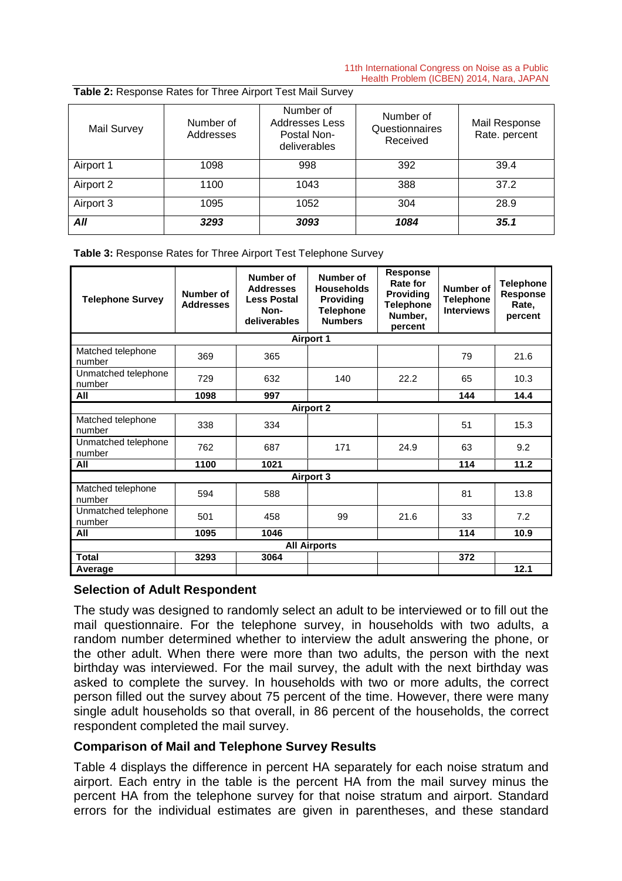**Table 2:** Response Rates for Three Airport Test Mail Survey

| Mail Survey | Number of Addresses | Number of Addresses Less Postal Non-deliverables | Number of Questionnaires Received | Mail Response Rate. percent |
|---|---|---|---|---|
| Airport 1 | 1098 | 998 | 392 | 39.4 |
| Airport 2 | 1100 | 1043 | 388 | 37.2 |
| Airport 3 | 1095 | 1052 | 304 | 28.9 |
| ***All*** | ***3293*** | ***3093*** | ***1084*** | ***35.1*** |

**Table 3:** Response Rates for Three Airport Test Telephone Survey

| **Telephone Survey** | **Number of Addresses** | **Number of Addresses Less Postal Non-deliverables** | **Number of Households Providing Telephone Numbers** | **Response Rate for Providing Telephone Number, percent** | **Number of Telephone Interviews** | **Telephone Response Rate, percent** |
|---|---|---|---|---|---|---|
| **Airport 1** | | | | | | |
| Matched telephone number | 369 | 365 | | | 79 | 21.6 |
| Unmatched telephone number | 729 | 632 | 140 | 22.2 | 65 | 10.3 |
| **All** | **1098** | **997** | | | **144** | **14.4** |
| **Airport 2** | | | | | | |
| Matched telephone number | 338 | 334 | | | 51 | 15.3 |
| Unmatched telephone number | 762 | 687 | 171 | 24.9 | 63 | 9.2 |
| **All** | **1100** | **1021** | | | **114** | **11.2** |
| **Airport 3** | | | | | | |
| Matched telephone number | 594 | 588 | | | 81 | 13.8 |
| Unmatched telephone number | 501 | 458 | 99 | 21.6 | 33 | 7.2 |
| **All** | **1095** | **1046** | | | **114** | **10.9** |
| **All Airports** | | | | | | |
| **Total** | **3293** | **3064** | | | **372** | |
| **Average** | | | | | | **12.1** |

## Selection of Adult Respondent

The study was designed to randomly select an adult to be interviewed or to fill out the mail questionnaire. For the telephone survey, in households with two adults, a random number determined whether to interview the adult answering the phone, or the other adult. When there were more than two adults, the person with the next birthday was interviewed. For the mail survey, the adult with the next birthday was asked to complete the survey. In households with two or more adults, the correct person filled out the survey about 75 percent of the time. However, there were many single adult households so that overall, in 86 percent of the households, the correct respondent completed the mail survey.

## Comparison of Mail and Telephone Survey Results

Table 4 displays the difference in percent HA separately for each noise stratum and airport. Each entry in the table is the percent HA from the mail survey minus the percent HA from the telephone survey for that noise stratum and airport. Standard errors for the individual estimates are given in parentheses, and these standard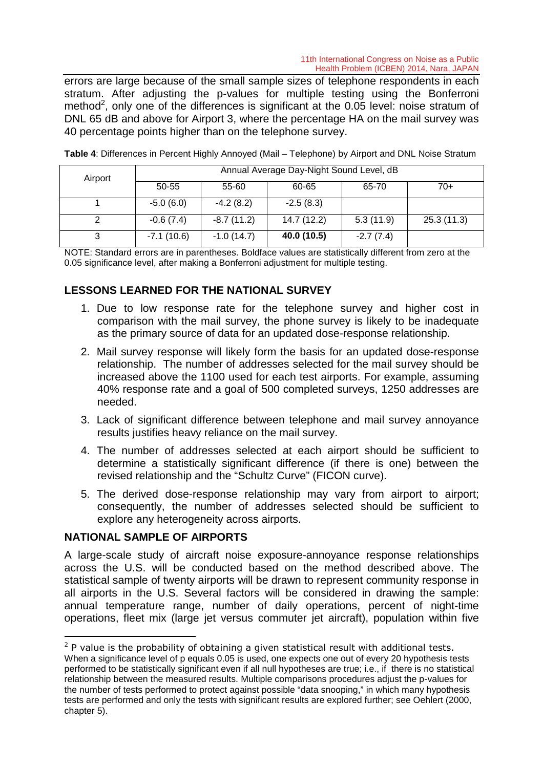errors are large because of the small sample sizes of telephone respondents in each stratum. After adjusting the p-values for multiple testing using the Bonferroni method[2], only one of the differences is significant at the 0.05 level: noise stratum of DNL 65 dB and above for Airport 3, where the percentage HA on the mail survey was 40 percentage points higher than on the telephone survey.

**Table 4**: Differences in Percent Highly Annoyed (Mail – Telephone) by Airport and DNL Noise Stratum

| Airport | Annual Average Day-Night Sound Level, dB | | | | |
|---|---|---|---|---|---|
| | 50-55 | 55-60 | 60-65 | 65-70 | 70+ |
| 1 | -5.0 (6.0) | -4.2 (8.2) | -2.5 (8.3) | | |
| 2 | -0.6 (7.4) | -8.7 (11.2) | 14.7 (12.2) | 5.3 (11.9) | 25.3 (11.3) |
| 3 | -7.1 (10.6) | -1.0 (14.7) | **40.0 (10.5)** | -2.7 (7.4) | |

NOTE: Standard errors are in parentheses. Boldface values are statistically different from zero at the 0.05 significance level, after making a Bonferroni adjustment for multiple testing.

## LESSONS LEARNED FOR THE NATIONAL SURVEY

1. Due to low response rate for the telephone survey and higher cost in comparison with the mail survey, the phone survey is likely to be inadequate as the primary source of data for an updated dose-response relationship.
2. Mail survey response will likely form the basis for an updated dose-response relationship. The number of addresses selected for the mail survey should be increased above the 1100 used for each test airports. For example, assuming 40% response rate and a goal of 500 completed surveys, 1250 addresses are needed.
3. Lack of significant difference between telephone and mail survey annoyance results justifies heavy reliance on the mail survey.
4. The number of addresses selected at each airport should be sufficient to determine a statistically significant difference (if there is one) between the revised relationship and the "Schultz Curve" (FICON curve).
5. The derived dose-response relationship may vary from airport to airport; consequently, the number of addresses selected should be sufficient to explore any heterogeneity across airports.

## NATIONAL SAMPLE OF AIRPORTS

A large-scale study of aircraft noise exposure-annoyance response relationships across the U.S. will be conducted based on the method described above. The statistical sample of twenty airports will be drawn to represent community response in all airports in the U.S. Several factors will be considered in drawing the sample: annual temperature range, number of daily operations, percent of night-time operations, fleet mix (large jet versus commuter jet aircraft), population within five

[2] P value is the probability of obtaining a given statistical result with additional tests. When a significance level of p equals 0.05 is used, one expects one out of every 20 hypothesis tests performed to be statistically significant even if all null hypotheses are true; i.e., if there is no statistical relationship between the measured results. Multiple comparisons procedures adjust the p-values for the number of tests performed to protect against possible "data snooping," in which many hypothesis tests are performed and only the tests with significant results are explored further; see Oehlert (2000, chapter 5).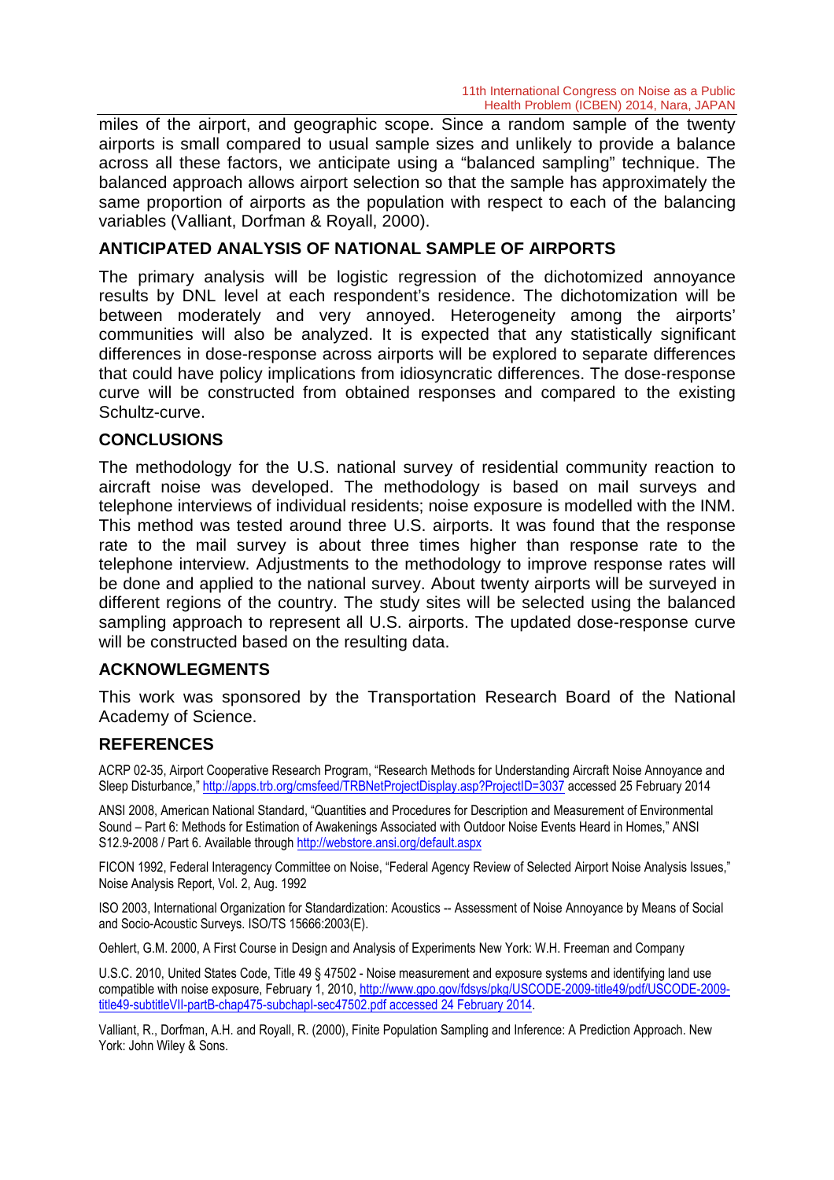miles of the airport, and geographic scope. Since a random sample of the twenty airports is small compared to usual sample sizes and unlikely to provide a balance across all these factors, we anticipate using a "balanced sampling" technique. The balanced approach allows airport selection so that the sample has approximately the same proportion of airports as the population with respect to each of the balancing variables (Valliant, Dorfman & Royall, 2000).

## ANTICIPATED ANALYSIS OF NATIONAL SAMPLE OF AIRPORTS

The primary analysis will be logistic regression of the dichotomized annoyance results by DNL level at each respondent's residence. The dichotomization will be between moderately and very annoyed. Heterogeneity among the airports' communities will also be analyzed. It is expected that any statistically significant differences in dose-response across airports will be explored to separate differences that could have policy implications from idiosyncratic differences. The dose-response curve will be constructed from obtained responses and compared to the existing Schultz-curve.

## CONCLUSIONS

The methodology for the U.S. national survey of residential community reaction to aircraft noise was developed. The methodology is based on mail surveys and telephone interviews of individual residents; noise exposure is modelled with the INM. This method was tested around three U.S. airports. It was found that the response rate to the mail survey is about three times higher than response rate to the telephone interview. Adjustments to the methodology to improve response rates will be done and applied to the national survey. About twenty airports will be surveyed in different regions of the country. The study sites will be selected using the balanced sampling approach to represent all U.S. airports. The updated dose-response curve will be constructed based on the resulting data.

## ACKNOWLEGMENTS

This work was sponsored by the Transportation Research Board of the National Academy of Science.

## REFERENCES

ACRP 02-35, Airport Cooperative Research Program, "Research Methods for Understanding Aircraft Noise Annoyance and Sleep Disturbance," http://apps.trb.org/cmsfeed/TRBNetProjectDisplay.asp?ProjectID=3037 accessed 25 February 2014

ANSI 2008, American National Standard, "Quantities and Procedures for Description and Measurement of Environmental Sound – Part 6: Methods for Estimation of Awakenings Associated with Outdoor Noise Events Heard in Homes," ANSI S12.9-2008 / Part 6. Available through http://webstore.ansi.org/default.aspx

FICON 1992, Federal Interagency Committee on Noise, "Federal Agency Review of Selected Airport Noise Analysis Issues," Noise Analysis Report, Vol. 2, Aug. 1992

ISO 2003, International Organization for Standardization: Acoustics -- Assessment of Noise Annoyance by Means of Social and Socio-Acoustic Surveys. ISO/TS 15666:2003(E).

Oehlert, G.M. 2000, A First Course in Design and Analysis of Experiments New York: W.H. Freeman and Company

U.S.C. 2010, United States Code, Title 49 § 47502 - Noise measurement and exposure systems and identifying land use compatible with noise exposure, February 1, 2010, http://www.gpo.gov/fdsys/pkg/USCODE-2009-title49/pdf/USCODE-2009-title49-subtitleVII-partB-chap475-subchapI-sec47502.pdf accessed 24 February 2014.

Valliant, R., Dorfman, A.H. and Royall, R. (2000), Finite Population Sampling and Inference: A Prediction Approach. New York: John Wiley & Sons.